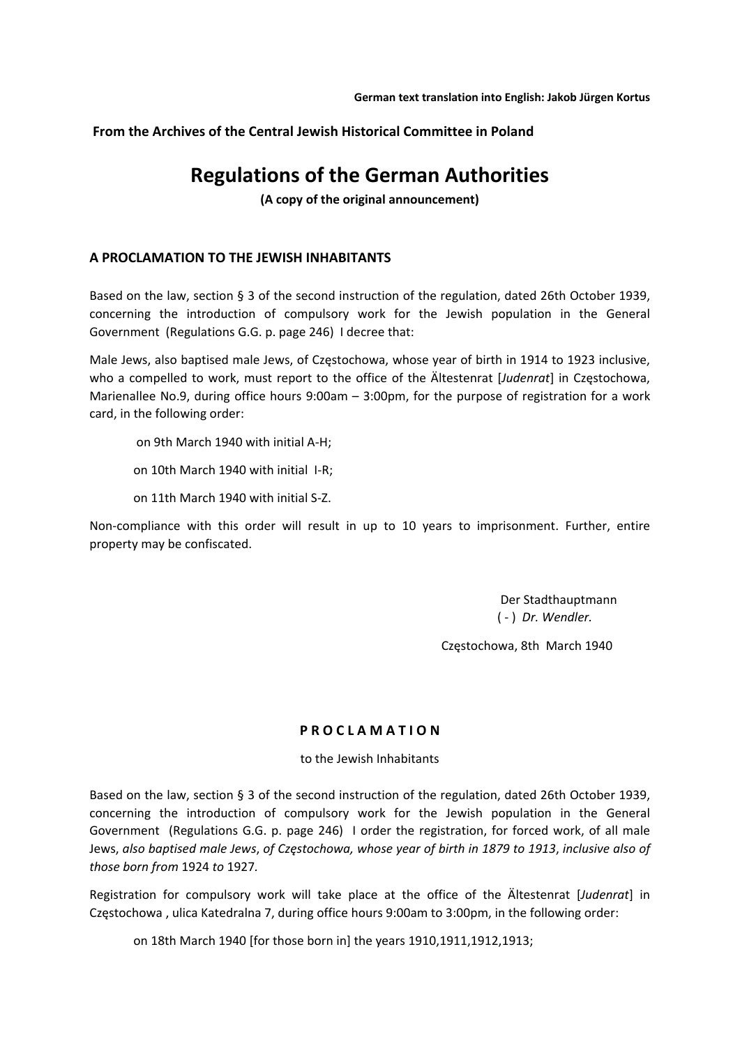**German text translation into English: Jakob Jürgen Kortus**

**From the Archives of the Central Jewish Historical Committee in Poland**

# Regulations of the German Authorities

**(A copy of the original announcement)**

## A PROCLAMATION TO THE JEWISH INHABITANTS

Based on the law, section § 3 of the second instruction of the regulation, dated 26th October 1939, concerning the introduction of compulsory work for the Jewish population in the General Government (Regulations G.G. p. page 246) I decree that:

Male Jews, also baptised male Jews, of Częstochowa, whose year of birth in 1914 to 1923 inclusive, who a compelled to work, must report to the office of the Ältestenrat [*Judenrat*] in Częstochowa, Marienallee No.9, during office hours 9:00am – 3:00pm, for the purpose of registration for a work card, in the following order:

on 9th March 1940 with initial A-H;

on 10th March 1940 with initial I-R;

on 11th March 1940 with initial S-Z.

Non-compliance with this order will result in up to 10 years to imprisonment. Further, entire property may be confiscated.

Der Stadthauptmann
( - ) *Dr. Wendler.*

Częstochowa, 8th March 1940

## P R O C L A M A T I O N

to the Jewish Inhabitants

Based on the law, section § 3 of the second instruction of the regulation, dated 26th October 1939, concerning the introduction of compulsory work for the Jewish population in the General Government (Regulations G.G. p. page 246) I order the registration, for forced work, of all male Jews, *also baptised male Jews*, *of Częstochowa, whose year of birth in 1879 to 1913*, *inclusive also of those born from* 1924 *to* 1927.

Registration for compulsory work will take place at the office of the Ältestenrat [*Judenrat*] in Częstochowa , ulica Katedralna 7, during office hours 9:00am to 3:00pm, in the following order:

on 18th March 1940 [for those born in] the years 1910,1911,1912,1913;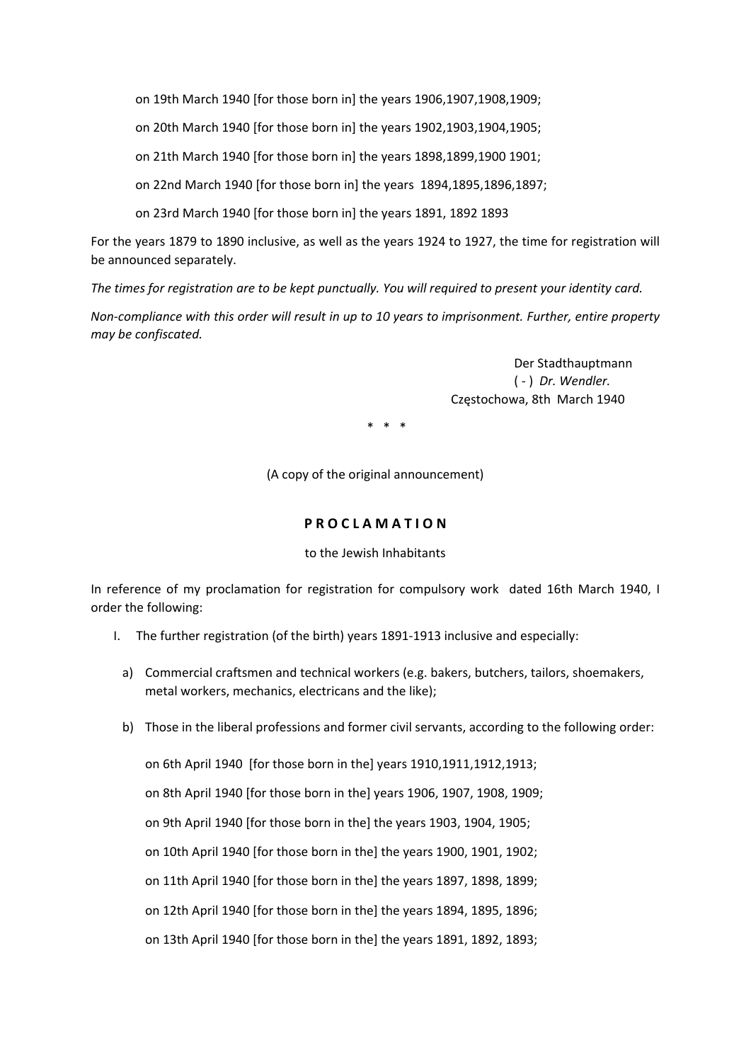on 19th March 1940 [for those born in] the years 1906,1907,1908,1909;

on 20th March 1940 [for those born in] the years 1902,1903,1904,1905;

on 21th March 1940 [for those born in] the years 1898,1899,1900 1901;

on 22nd March 1940 [for those born in] the years 1894,1895,1896,1897;

on 23rd March 1940 [for those born in] the years 1891, 1892 1893

For the years 1879 to 1890 inclusive, as well as the years 1924 to 1927, the time for registration will be announced separately.

*The times for registration are to be kept punctually. You will required to present your identity card.*

*Non-compliance with this order will result in up to 10 years to imprisonment. Further, entire property may be confiscated.*

Der Stadthauptmann
( - ) *Dr. Wendler.*
Częstochowa, 8th March 1940

\* \* \*

(A copy of the original announcement)

## P R O C L A M A T I O N

to the Jewish Inhabitants

In reference of my proclamation for registration for compulsory work dated 16th March 1940, I order the following:

I. The further registration (of the birth) years 1891-1913 inclusive and especially:

a) Commercial craftsmen and technical workers (e.g. bakers, butchers, tailors, shoemakers, metal workers, mechanics, electricans and the like);

b) Those in the liberal professions and former civil servants, according to the following order:

on 6th April 1940 [for those born in the] years 1910,1911,1912,1913;

on 8th April 1940 [for those born in the] years 1906, 1907, 1908, 1909;

on 9th April 1940 [for those born in the] the years 1903, 1904, 1905;

on 10th April 1940 [for those born in the] the years 1900, 1901, 1902;

on 11th April 1940 [for those born in the] the years 1897, 1898, 1899;

on 12th April 1940 [for those born in the] the years 1894, 1895, 1896;

on 13th April 1940 [for those born in the] the years 1891, 1892, 1893;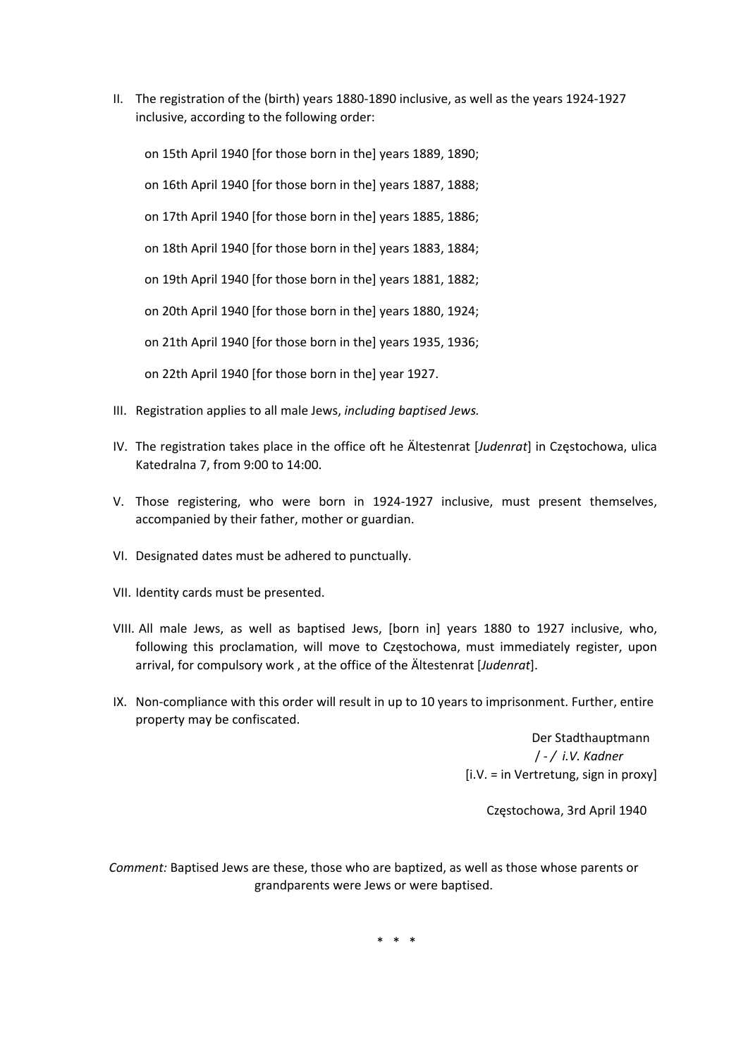II. The registration of the (birth) years 1880-1890 inclusive, as well as the years 1924-1927 inclusive, according to the following order:

   on 15th April 1940 [for those born in the] years 1889, 1890;

   on 16th April 1940 [for those born in the] years 1887, 1888;

   on 17th April 1940 [for those born in the] years 1885, 1886;

   on 18th April 1940 [for those born in the] years 1883, 1884;

   on 19th April 1940 [for those born in the] years 1881, 1882;

   on 20th April 1940 [for those born in the] years 1880, 1924;

   on 21th April 1940 [for those born in the] years 1935, 1936;

   on 22th April 1940 [for those born in the] year 1927.

III. Registration applies to all male Jews, *including baptised Jews.*

IV. The registration takes place in the office oft he Ältestenrat [*Judenrat*] in Częstochowa, ulica Katedralna 7, from 9:00 to 14:00.

V. Those registering, who were born in 1924-1927 inclusive, must present themselves, accompanied by their father, mother or guardian.

VI. Designated dates must be adhered to punctually.

VII. Identity cards must be presented.

VIII. All male Jews, as well as baptised Jews, [born in] years 1880 to 1927 inclusive, who, following this proclamation, will move to Częstochowa, must immediately register, upon arrival, for compulsory work , at the office of the Ältestenrat [*Judenrat*].

IX. Non-compliance with this order will result in up to 10 years to imprisonment. Further, entire property may be confiscated.

Der Stadthauptmann
/ - / *i.V. Kadner*
[i.V. = in Vertretung, sign in proxy]

Częstochowa, 3rd April 1940

*Comment:* Baptised Jews are these, those who are baptized, as well as those whose parents or grandparents were Jews or were baptised.

\* \* \*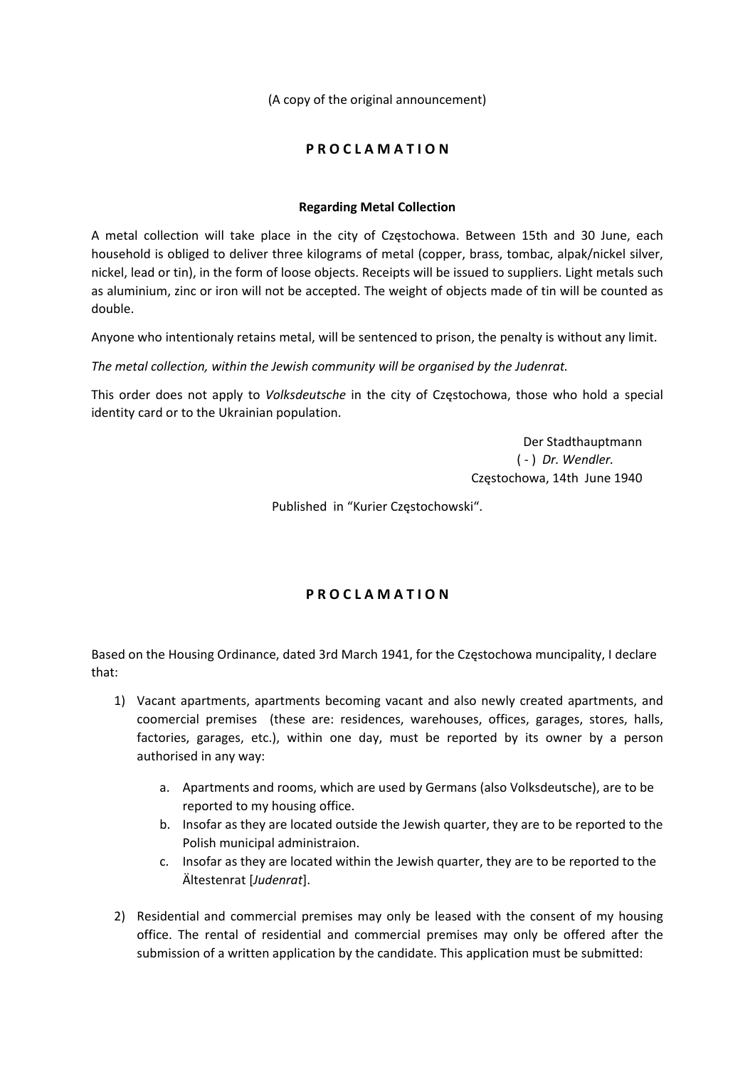(A copy of the original announcement)

## P R O C L A M A T I O N

**Regarding Metal Collection**

A metal collection will take place in the city of Częstochowa. Between 15th and 30 June, each household is obliged to deliver three kilograms of metal (copper, brass, tombac, alpak/nickel silver, nickel, lead or tin), in the form of loose objects. Receipts will be issued to suppliers. Light metals such as aluminium, zinc or iron will not be accepted. The weight of objects made of tin will be counted as double.

Anyone who intentionaly retains metal, will be sentenced to prison, the penalty is without any limit.

*The metal collection, within the Jewish community will be organised by the Judenrat.*

This order does not apply to *Volksdeutsche* in the city of Częstochowa, those who hold a special identity card or to the Ukrainian population.

Der Stadthauptmann
( - ) *Dr. Wendler.*
Częstochowa, 14th June 1940

Published in "Kurier Częstochowski".

## P R O C L A M A T I O N

Based on the Housing Ordinance, dated 3rd March 1941, for the Częstochowa muncipality, I declare that:

1) Vacant apartments, apartments becoming vacant and also newly created apartments, and coomercial premises (these are: residences, warehouses, offices, garages, stores, halls, factories, garages, etc.), within one day, must be reported by its owner by a person authorised in any way:

    a. Apartments and rooms, which are used by Germans (also Volksdeutsche), are to be reported to my housing office.
    b. Insofar as they are located outside the Jewish quarter, they are to be reported to the Polish municipal administraion.
    c. Insofar as they are located within the Jewish quarter, they are to be reported to the Ältestenrat [*Judenrat*].

2) Residential and commercial premises may only be leased with the consent of my housing office. The rental of residential and commercial premises may only be offered after the submission of a written application by the candidate. This application must be submitted: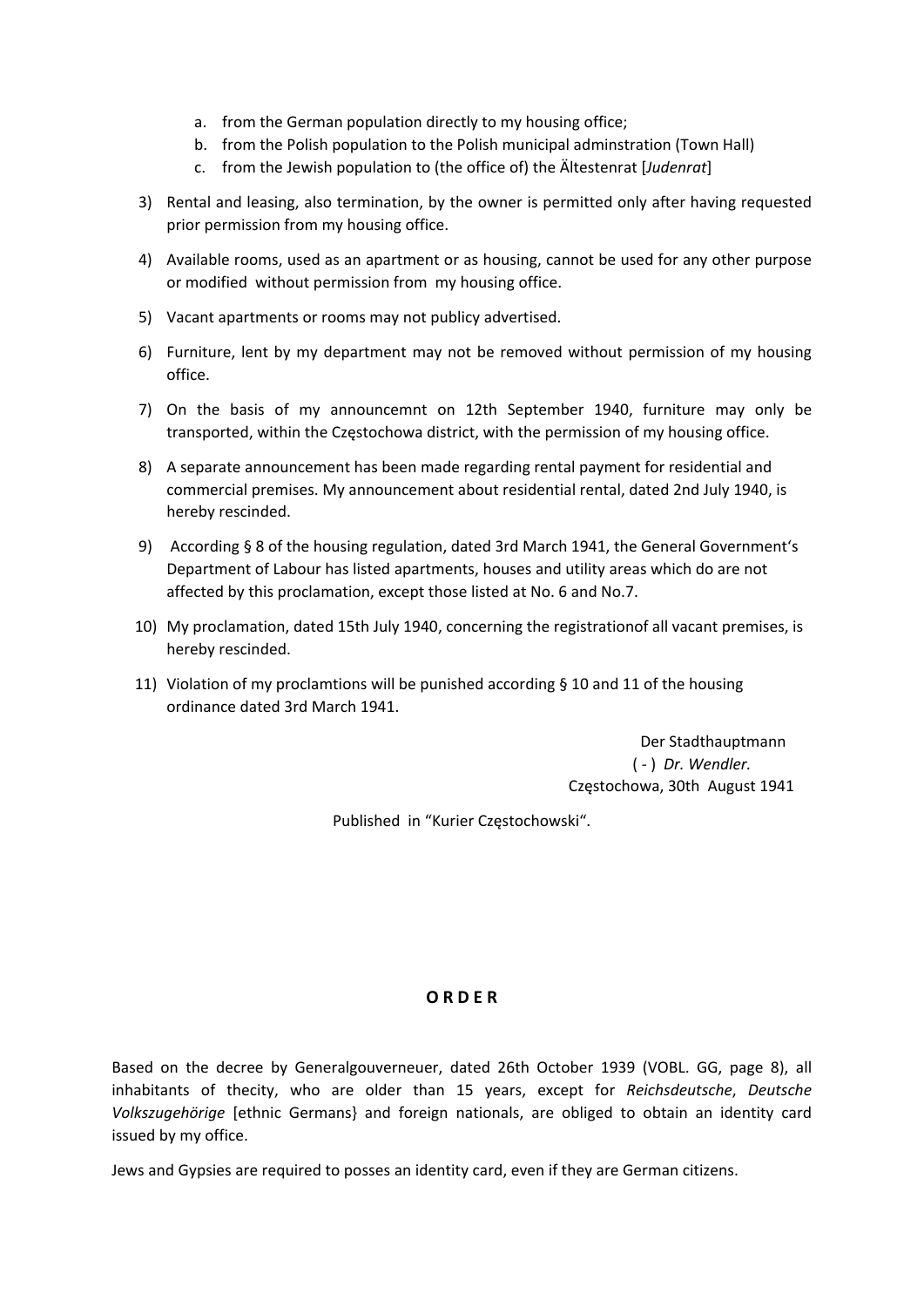a. from the German population directly to my housing office;
b. from the Polish population to the Polish municipal adminstration (Town Hall)
c. from the Jewish population to (the office of) the Ältestenrat [*Judenrat*]

3) Rental and leasing, also termination, by the owner is permitted only after having requested prior permission from my housing office.

4) Available rooms, used as an apartment or as housing, cannot be used for any other purpose or modified without permission from my housing office.

5) Vacant apartments or rooms may not publicy advertised.

6) Furniture, lent by my department may not be removed without permission of my housing office.

7) On the basis of my announcemnt on 12th September 1940, furniture may only be transported, within the Częstochowa district, with the permission of my housing office.

8) A separate announcement has been made regarding rental payment for residential and commercial premises. My announcement about residential rental, dated 2nd July 1940, is hereby rescinded.

9) According § 8 of the housing regulation, dated 3rd March 1941, the General Government's Department of Labour has listed apartments, houses and utility areas which do are not affected by this proclamation, except those listed at No. 6 and No.7.

10) My proclamation, dated 15th July 1940, concerning the registrationof all vacant premises, is hereby rescinded.

11) Violation of my proclamtions will be punished according § 10 and 11 of the housing ordinance dated 3rd March 1941.

Der Stadthauptmann
( - ) *Dr. Wendler.*
Częstochowa, 30th August 1941

Published in "Kurier Częstochowski".

**O R D E R**

Based on the decree by Generalgouverneuer, dated 26th October 1939 (VOBL. GG, page 8), all inhabitants of thecity, who are older than 15 years, except for *Reichsdeutsche*, *Deutsche Volkszugehörige* [ethnic Germans} and foreign nationals, are obliged to obtain an identity card issued by my office.

Jews and Gypsies are required to posses an identity card, even if they are German citizens.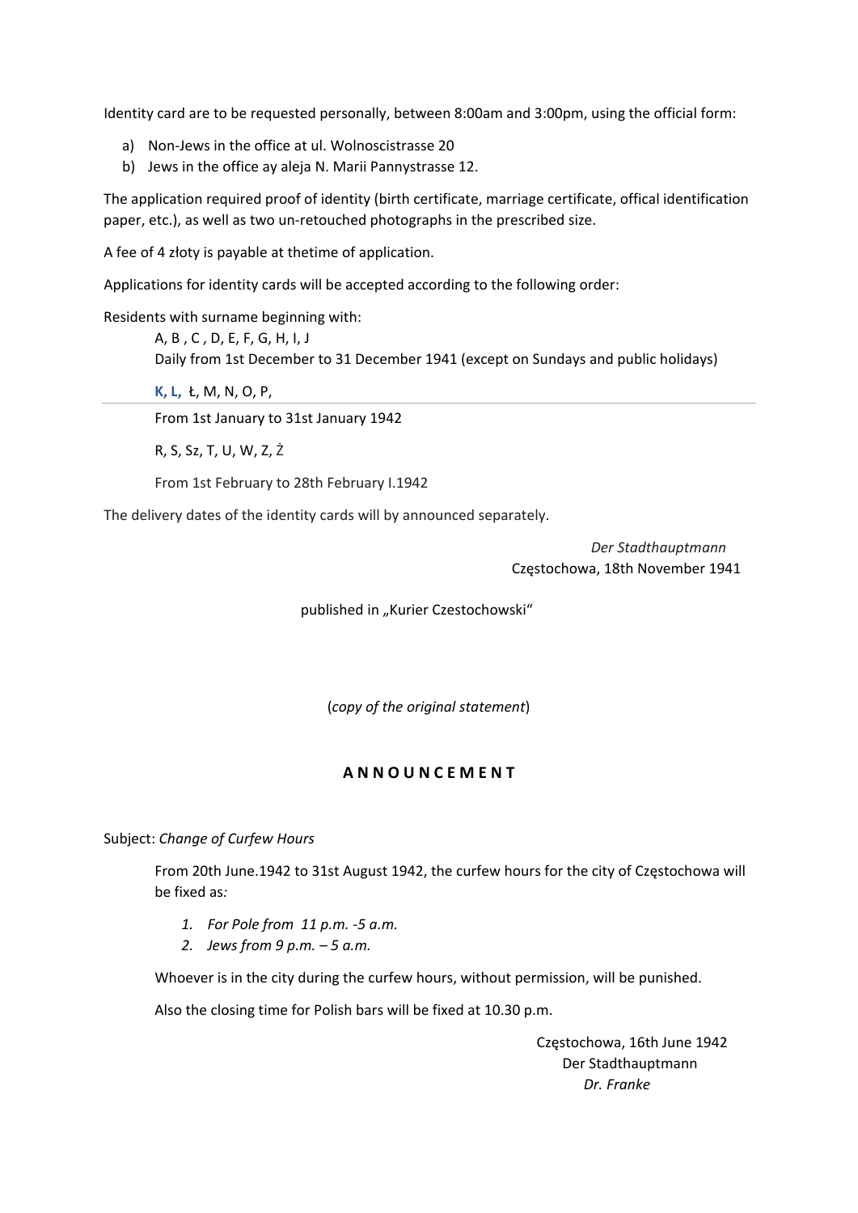Identity card are to be requested personally, between 8:00am and 3:00pm, using the official form:

a) Non-Jews in the office at ul. Wolnoscistrasse 20
b) Jews in the office ay aleja N. Marii Pannystrasse 12.

The application required proof of identity (birth certificate, marriage certificate, offical identification paper, etc.), as well as two un-retouched photographs in the prescribed size.

A fee of 4 złoty is payable at thetime of application.

Applications for identity cards will be accepted according to the following order:

Residents with surname beginning with:

A, B , C , D, E, F, G, H, I, J
Daily from 1st December to 31 December 1941 (except on Sundays and public holidays)

**K, L,** Ł, M, N, O, P,

From 1st January to 31st January 1942

R, S, Sz, T, U, W, Z, Ż

From 1st February to 28th February I.1942

The delivery dates of the identity cards will by announced separately.

*Der Stadthauptmann*
Częstochowa, 18th November 1941

published in „Kurier Czestochowski“

(*copy of the original statement*)

**A N N O U N C E M E N T**

Subject: *Change of Curfew Hours*

From 20th June.1942 to 31st August 1942, the curfew hours for the city of Częstochowa will be fixed as*:*

1. *For Pole from 11 p.m. -5 a.m.*
2. *Jews from 9 p.m. – 5 a.m.*

Whoever is in the city during the curfew hours, without permission, will be punished.

Also the closing time for Polish bars will be fixed at 10.30 p.m.

Częstochowa, 16th June 1942
Der Stadthauptmann
*Dr. Franke*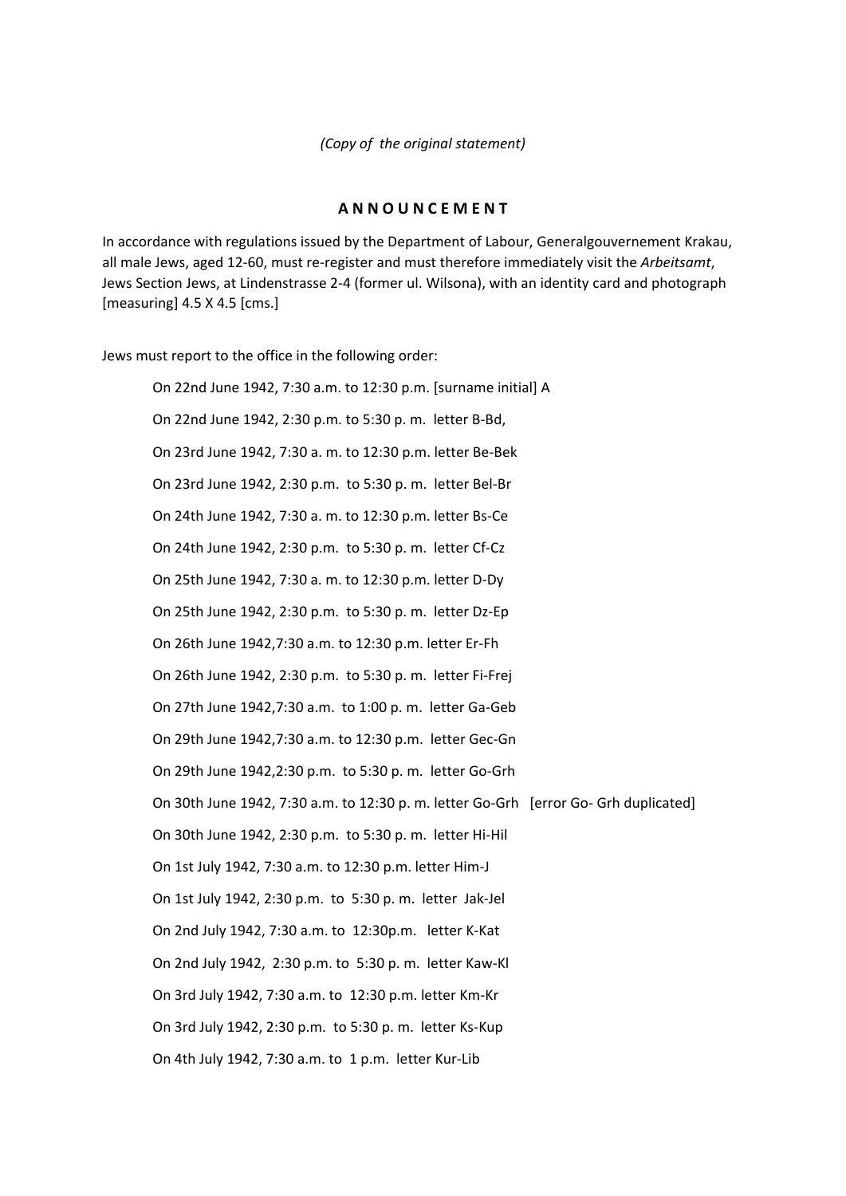*(Copy of the original statement)*

## A N N O U N C E M E N T

In accordance with regulations issued by the Department of Labour, Generalgouvernement Krakau, all male Jews, aged 12-60, must re-register and must therefore immediately visit the *Arbeitsamt*, Jews Section Jews, at Lindenstrasse 2-4 (former ul. Wilsona), with an identity card and photograph [measuring] 4.5 X 4.5 [cms.]

Jews must report to the office in the following order:

On 22nd June 1942, 7:30 a.m. to 12:30 p.m. [surname initial] A

On 22nd June 1942, 2:30 p.m. to 5:30 p. m. letter B-Bd,

On 23rd June 1942, 7:30 a. m. to 12:30 p.m. letter Be-Bek

On 23rd June 1942, 2:30 p.m. to 5:30 p. m. letter Bel-Br

On 24th June 1942, 7:30 a. m. to 12:30 p.m. letter Bs-Ce

On 24th June 1942, 2:30 p.m. to 5:30 p. m. letter Cf-Cz

On 25th June 1942, 7:30 a. m. to 12:30 p.m. letter D-Dy

On 25th June 1942, 2:30 p.m. to 5:30 p. m. letter Dz-Ep

On 26th June 1942,7:30 a.m. to 12:30 p.m. letter Er-Fh

On 26th June 1942, 2:30 p.m. to 5:30 p. m. letter Fi-Frej

On 27th June 1942,7:30 a.m. to 1:00 p. m. letter Ga-Geb

On 29th June 1942,7:30 a.m. to 12:30 p.m. letter Gec-Gn

On 29th June 1942,2:30 p.m. to 5:30 p. m. letter Go-Grh

On 30th June 1942, 7:30 a.m. to 12:30 p. m. letter Go-Grh [error Go- Grh duplicated]

On 30th June 1942, 2:30 p.m. to 5:30 p. m. letter Hi-Hil

On 1st July 1942, 7:30 a.m. to 12:30 p.m. letter Him-J

On 1st July 1942, 2:30 p.m. to 5:30 p. m. letter Jak-Jel

On 2nd July 1942, 7:30 a.m. to 12:30p.m. letter K-Kat

On 2nd July 1942, 2:30 p.m. to 5:30 p. m. letter Kaw-Kl

On 3rd July 1942, 7:30 a.m. to 12:30 p.m. letter Km-Kr

On 3rd July 1942, 2:30 p.m. to 5:30 p. m. letter Ks-Kup

On 4th July 1942, 7:30 a.m. to 1 p.m. letter Kur-Lib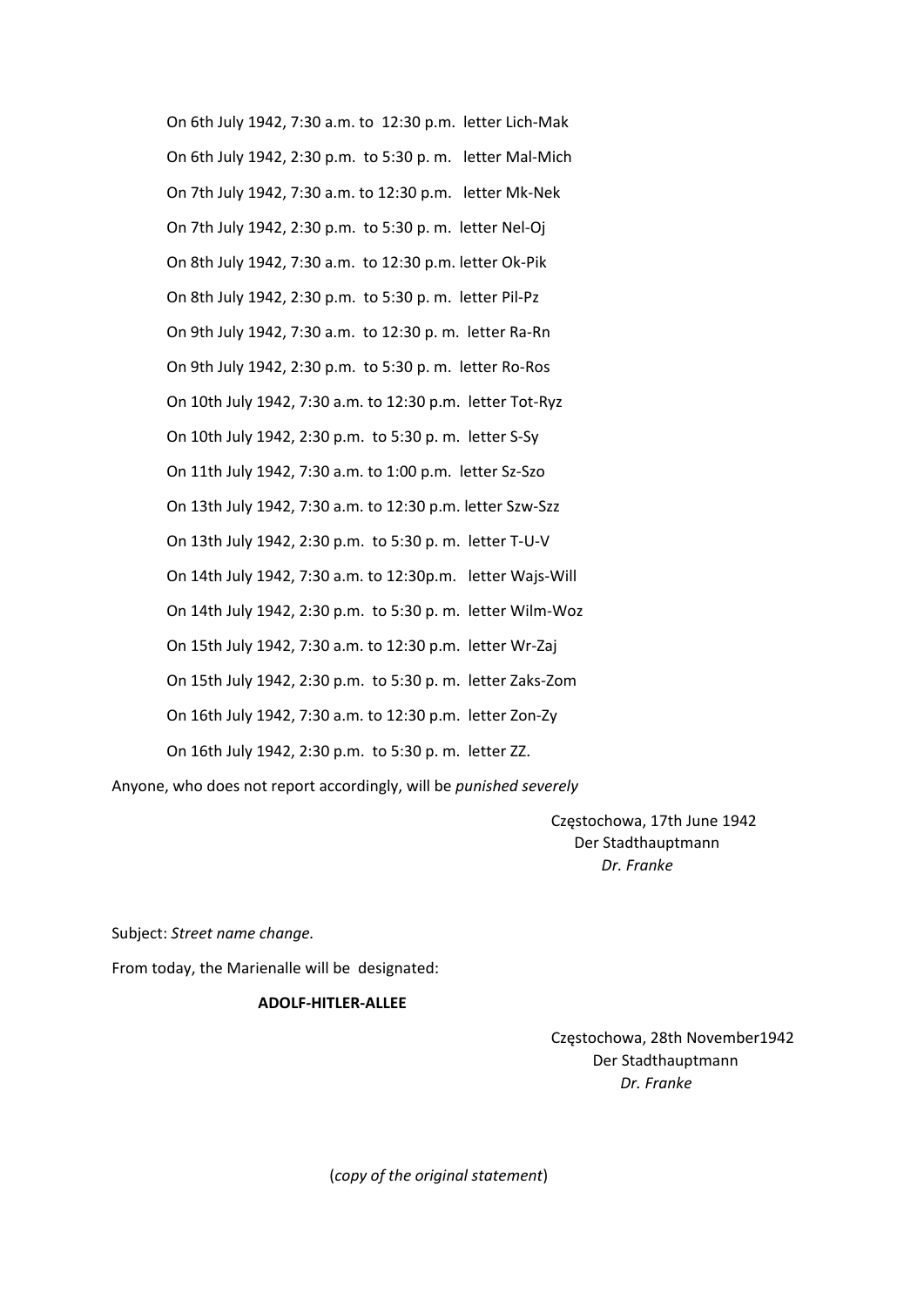On 6th July 1942, 7:30 a.m. to 12:30 p.m. letter Lich-Mak

On 6th July 1942, 2:30 p.m. to 5:30 p. m. letter Mal-Mich

On 7th July 1942, 7:30 a.m. to 12:30 p.m. letter Mk-Nek

On 7th July 1942, 2:30 p.m. to 5:30 p. m. letter Nel-Oj

On 8th July 1942, 7:30 a.m. to 12:30 p.m. letter Ok-Pik

On 8th July 1942, 2:30 p.m. to 5:30 p. m. letter Pil-Pz

On 9th July 1942, 7:30 a.m. to 12:30 p. m. letter Ra-Rn

On 9th July 1942, 2:30 p.m. to 5:30 p. m. letter Ro-Ros

On 10th July 1942, 7:30 a.m. to 12:30 p.m. letter Tot-Ryz

On 10th July 1942, 2:30 p.m. to 5:30 p. m. letter S-Sy

On 11th July 1942, 7:30 a.m. to 1:00 p.m. letter Sz-Szo

On 13th July 1942, 7:30 a.m. to 12:30 p.m. letter Szw-Szz

On 13th July 1942, 2:30 p.m. to 5:30 p. m. letter T-U-V

On 14th July 1942, 7:30 a.m. to 12:30p.m. letter Wajs-Will

On 14th July 1942, 2:30 p.m. to 5:30 p. m. letter Wilm-Woz

On 15th July 1942, 7:30 a.m. to 12:30 p.m. letter Wr-Zaj

On 15th July 1942, 2:30 p.m. to 5:30 p. m. letter Zaks-Zom

On 16th July 1942, 7:30 a.m. to 12:30 p.m. letter Zon-Zy

On 16th July 1942, 2:30 p.m. to 5:30 p. m. letter ZZ.

Anyone, who does not report accordingly, will be *punished severely*

Częstochowa, 17th June 1942
Der Stadthauptmann
*Dr. Franke*

Subject: *Street name change.*

From today, the Marienalle will be designated:

**ADOLF-HITLER-ALLEE**

Częstochowa, 28th November1942
Der Stadthauptmann
*Dr. Franke*

(*copy of the original statement*)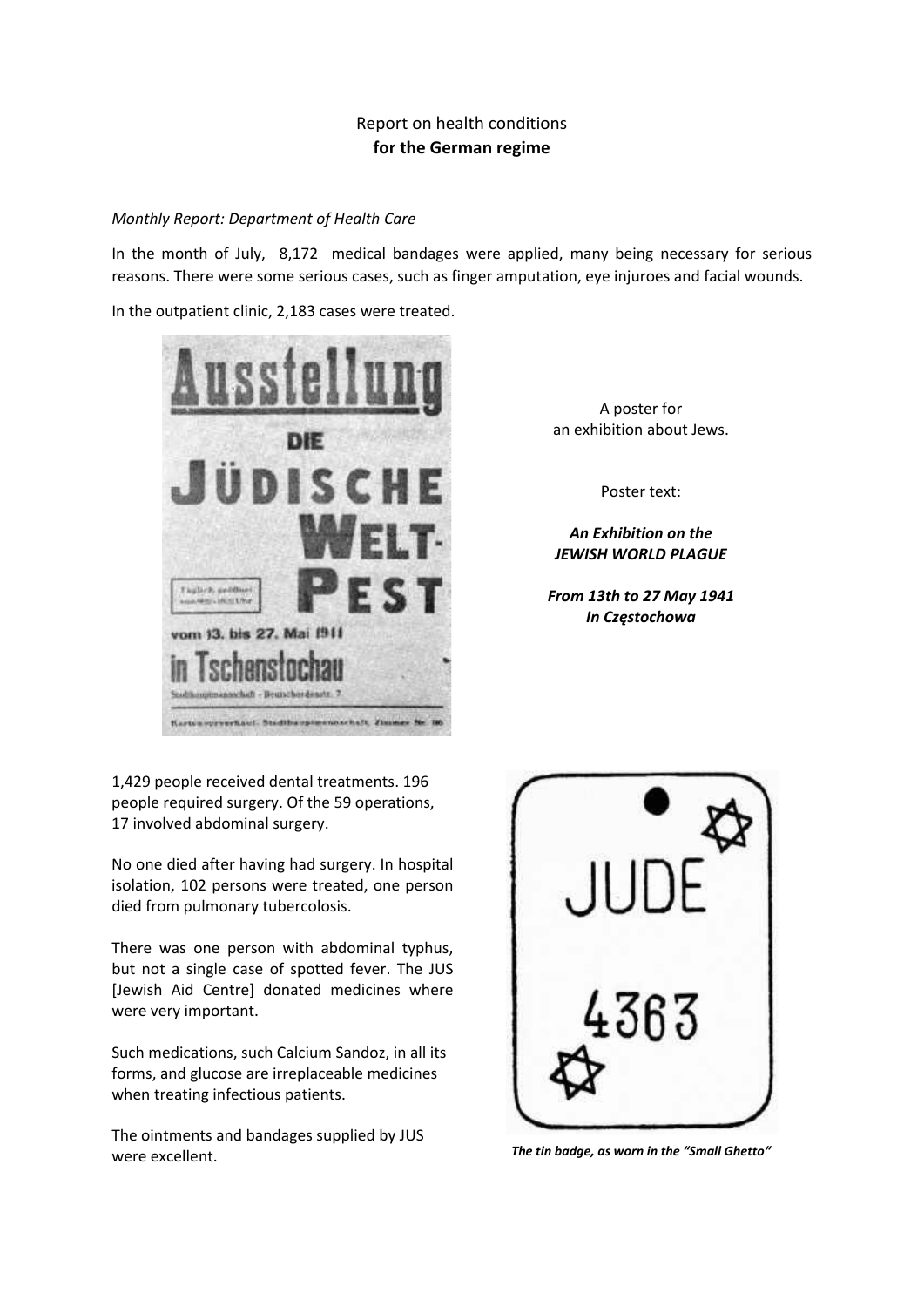Report on health conditions
**for the German regime**

*Monthly Report: Department of Health Care*

In the month of July, 8,172 medical bandages were applied, many being necessary for serious reasons. There were some serious cases, such as finger amputation, eye injuroes and facial wounds.

In the outpatient clinic, 2,183 cases were treated.

A poster for an exhibition about Jews.

Poster text:

***An Exhibition on the JEWISH WORLD PLAGUE***

***From 13th to 27 May 1941 In Częstochowa***

1,429 people received dental treatments. 196 people required surgery. Of the 59 operations, 17 involved abdominal surgery.

No one died after having had surgery. In hospital isolation, 102 persons were treated, one person died from pulmonary tubercolosis.

There was one person with abdominal typhus, but not a single case of spotted fever. The JUS [Jewish Aid Centre] donated medicines where were very important.

Such medications, such Calcium Sandoz, in all its forms, and glucose are irreplaceable medicines when treating infectious patients.

The ointments and bandages supplied by JUS were excellent.

***The tin badge, as worn in the "Small Ghetto"***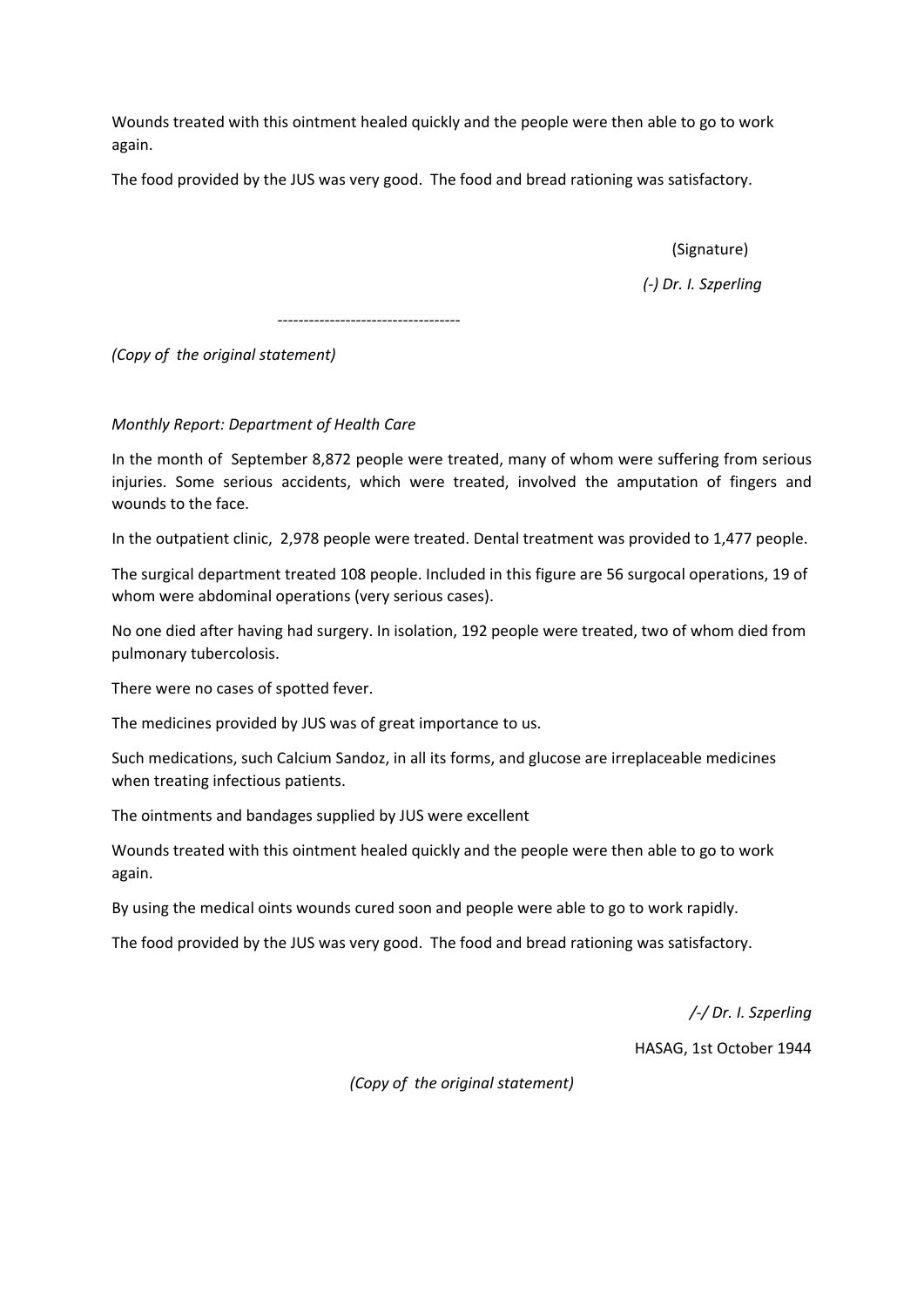Wounds treated with this ointment healed quickly and the people were then able to go to work again.

The food provided by the JUS was very good. The food and bread rationing was satisfactory.

(Signature)

*(-) Dr. I. Szperling*

-----------------------------------

*(Copy of the original statement)*

*Monthly Report: Department of Health Care*

In the month of September 8,872 people were treated, many of whom were suffering from serious injuries. Some serious accidents, which were treated, involved the amputation of fingers and wounds to the face.

In the outpatient clinic, 2,978 people were treated. Dental treatment was provided to 1,477 people.

The surgical department treated 108 people. Included in this figure are 56 surgocal operations, 19 of whom were abdominal operations (very serious cases).

No one died after having had surgery. In isolation, 192 people were treated, two of whom died from pulmonary tubercolosis.

There were no cases of spotted fever.

The medicines provided by JUS was of great importance to us.

Such medications, such Calcium Sandoz, in all its forms, and glucose are irreplaceable medicines when treating infectious patients.

The ointments and bandages supplied by JUS were excellent

Wounds treated with this ointment healed quickly and the people were then able to go to work again.

By using the medical oints wounds cured soon and people were able to go to work rapidly.

The food provided by the JUS was very good. The food and bread rationing was satisfactory.

*/-/ Dr. I. Szperling*

HASAG, 1st October 1944

*(Copy of the original statement)*